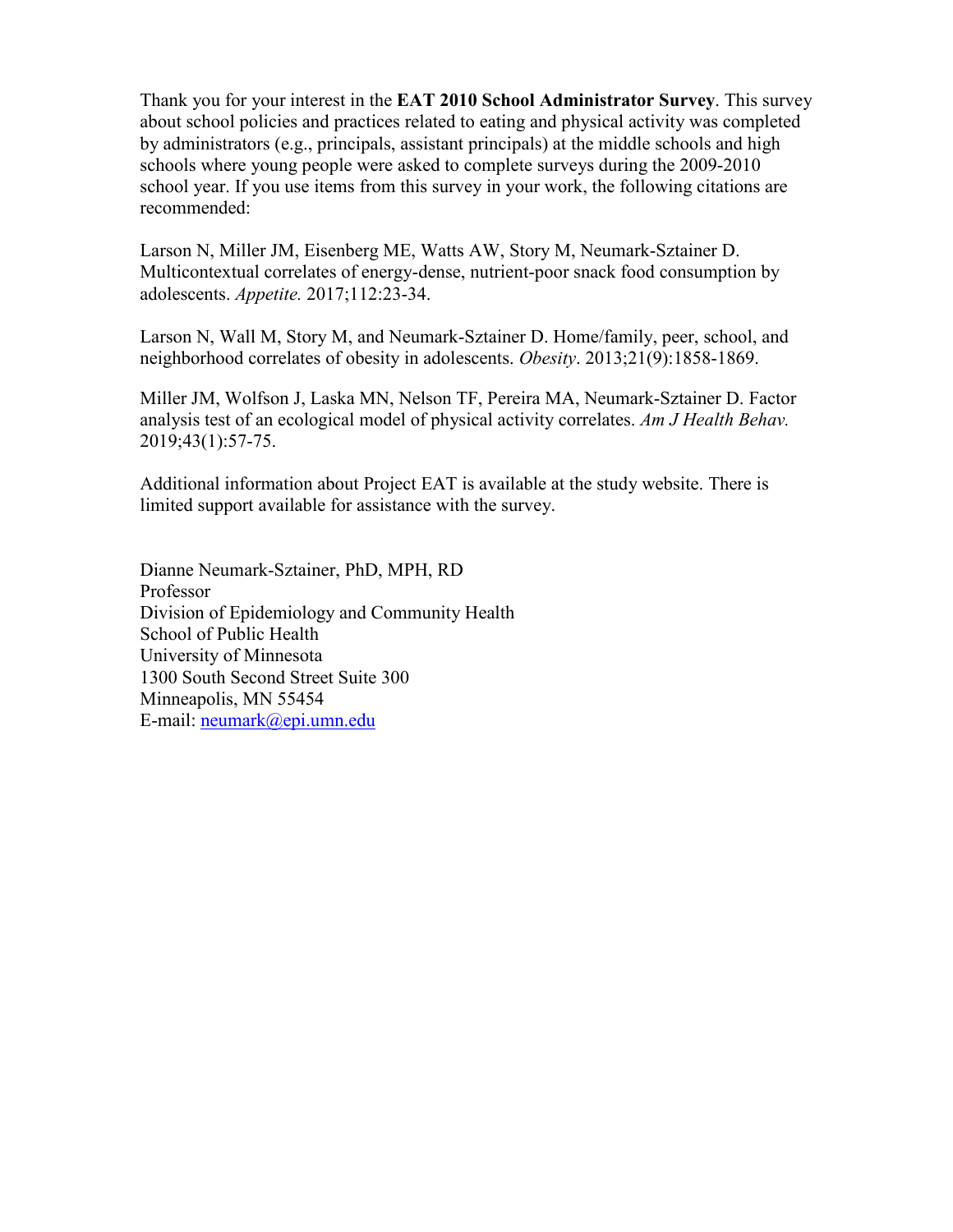Thank you for your interest in the **EAT 2010 School Administrator Survey**. This survey about school policies and practices related to eating and physical activity was completed by administrators (e.g., principals, assistant principals) at the middle schools and high schools where young people were asked to complete surveys during the 2009-2010 school year. If you use items from this survey in your work, the following citations are recommended:

Larson N, Miller JM, Eisenberg ME, Watts AW, Story M, Neumark-Sztainer D. Multicontextual correlates of energy-dense, nutrient-poor snack food consumption by adolescents. *Appetite.* 2017;112:23-34.

Larson N, Wall M, Story M, and Neumark-Sztainer D. Home/family, peer, school, and neighborhood correlates of obesity in adolescents. *Obesity*. 2013;21(9):1858-1869.

Miller JM, Wolfson J, Laska MN, Nelson TF, Pereira MA, Neumark-Sztainer D. Factor analysis test of an ecological model of physical activity correlates. *Am J Health Behav.* 2019;43(1):57-75.

Additional information about Project EAT is available at the study website. There is limited support available for assistance with the survey.

Dianne Neumark-Sztainer, PhD, MPH, RD
Professor
Division of Epidemiology and Community Health
School of Public Health
University of Minnesota
1300 South Second Street Suite 300
Minneapolis, MN 55454
E-mail: neumark@epi.umn.edu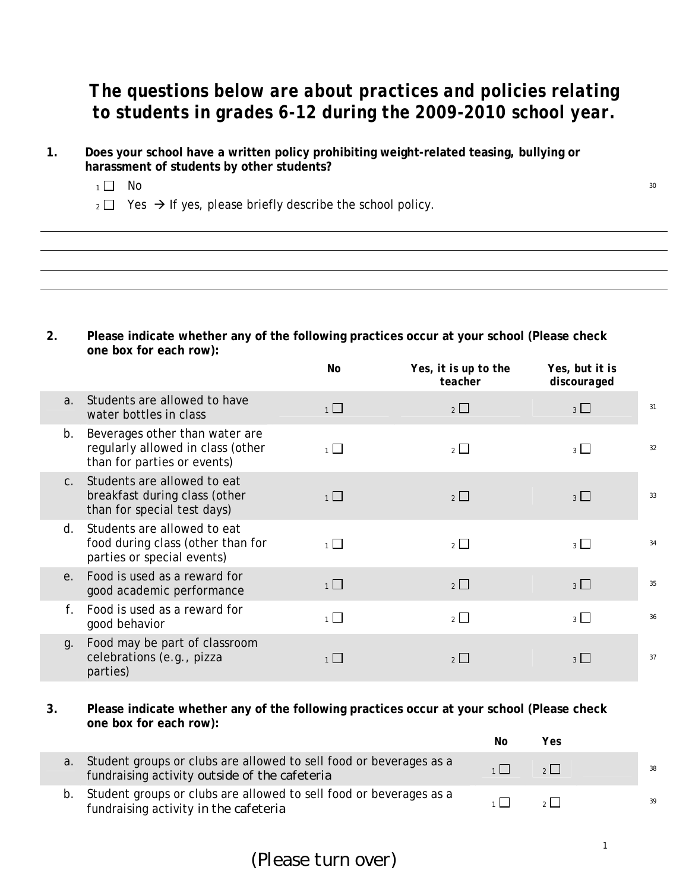# The questions below are about practices and policies relating to students in grades 6-12 during the 2009-2010 school year.

**1. Does your school have a written policy prohibiting weight-related teasing, bullying or harassment of students by other students?**

1 ☐ No

2 ☐ Yes → If yes, please briefly describe the school policy.

______________________________________________________________________

______________________________________________________________________

______________________________________________________________________

______________________________________________________________________

**2. Please indicate whether any of the following practices occur at your school (Please check one box for each row):**

| | | No | Yes, it is up to the teacher | Yes, but it is discouraged |
|---|---|---|---|---|
| a. | Students are allowed to have water bottles in class | 1 ☐ | 2 ☐ | 3 ☐ |
| b. | Beverages other than water are regularly allowed in class (other than for parties or events) | 1 ☐ | 2 ☐ | 3 ☐ |
| c. | Students are allowed to eat breakfast during class (other than for special test days) | 1 ☐ | 2 ☐ | 3 ☐ |
| d. | Students are allowed to eat food during class (other than for parties or special events) | 1 ☐ | 2 ☐ | 3 ☐ |
| e. | Food is used as a reward for good academic performance | 1 ☐ | 2 ☐ | 3 ☐ |
| f. | Food is used as a reward for good behavior | 1 ☐ | 2 ☐ | 3 ☐ |
| g. | Food may be part of classroom celebrations (e.g., pizza parties) | 1 ☐ | 2 ☐ | 3 ☐ |

**3. Please indicate whether any of the following practices occur at your school (Please check one box for each row):**

| | | No | Yes |
|---|---|---|---|
| a. | Student groups or clubs are allowed to sell food or beverages as a fundraising activity outside of the cafeteria | 1 ☐ | 2 ☐ |
| b. | Student groups or clubs are allowed to sell food or beverages as a fundraising activity in the cafeteria | 1 ☐ | 2 ☐ |

(Please turn over)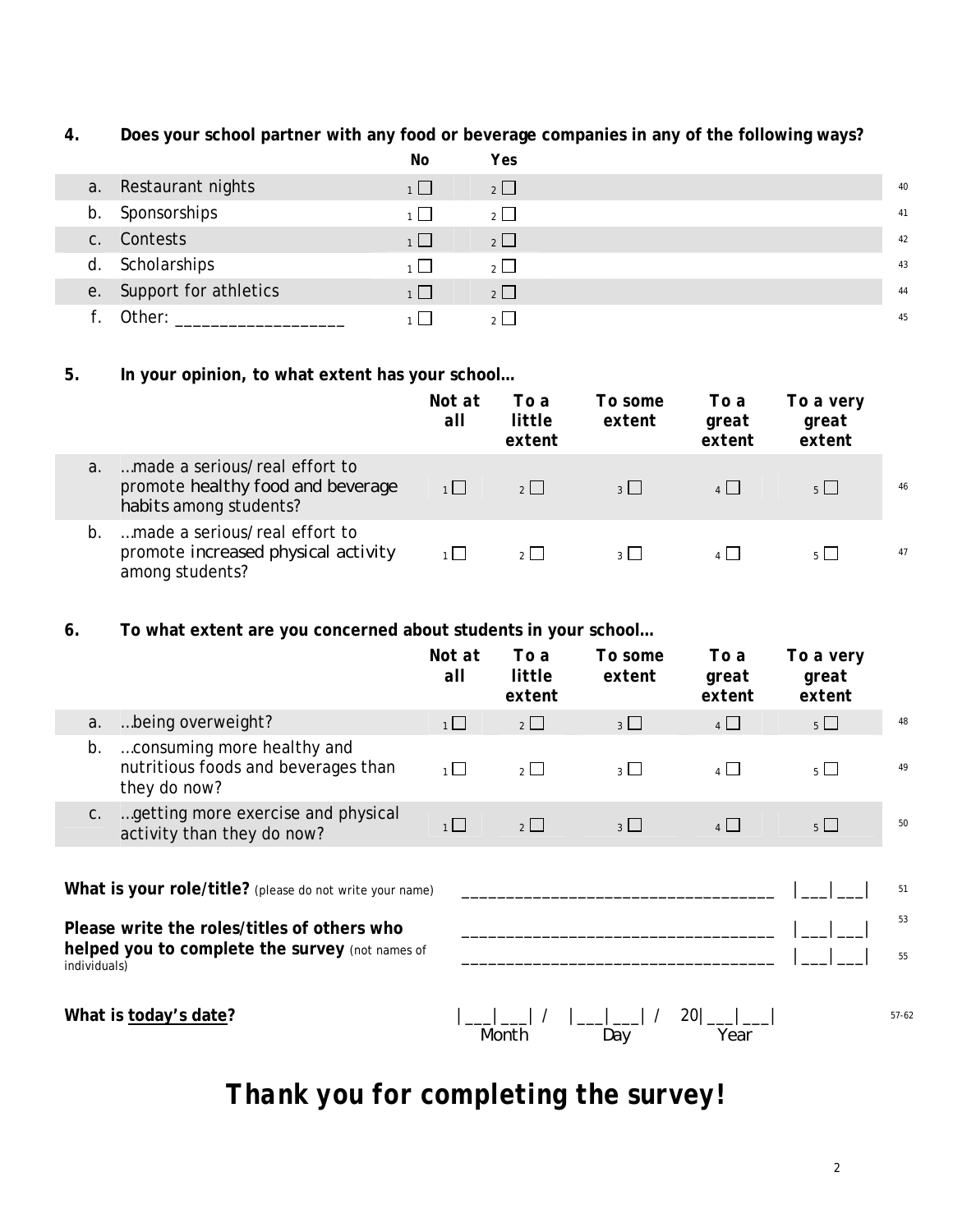**4. Does your school partner with any food or beverage companies in any of the following ways?**

| | | No | Yes | |
|---|---|---|---|---|
| a. | Restaurant nights | 1 ☐ | 2 ☐ | 40 |
| b. | Sponsorships | 1 ☐ | 2 ☐ | 41 |
| c. | Contests | 1 ☐ | 2 ☐ | 42 |
| d. | Scholarships | 1 ☐ | 2 ☐ | 43 |
| e. | Support for athletics | 1 ☐ | 2 ☐ | 44 |
| f. | Other: ___________________ | 1 ☐ | 2 ☐ | 45 |

**5. In your opinion, to what extent has your school…**

| | | Not at all | To a little extent | To some extent | To a great extent | To a very great extent | |
|---|---|---|---|---|---|---|---|
| a. | …made a serious/real effort to promote healthy food and beverage habits among students? | 1 ☐ | 2 ☐ | 3 ☐ | 4 ☐ | 5 ☐ | 46 |
| b. | …made a serious/real effort to promote increased physical activity among students? | 1 ☐ | 2 ☐ | 3 ☐ | 4 ☐ | 5 ☐ | 47 |

**6. To what extent are you concerned about students in your school…**

| | | Not at all | To a little extent | To some extent | To a great extent | To a very great extent | |
|---|---|---|---|---|---|---|---|
| a. | …being overweight? | 1 ☐ | 2 ☐ | 3 ☐ | 4 ☐ | 5 ☐ | 48 |
| b. | …consuming more healthy and nutritious foods and beverages than they do now? | 1 ☐ | 2 ☐ | 3 ☐ | 4 ☐ | 5 ☐ | 49 |
| c. | …getting more exercise and physical activity than they do now? | 1 ☐ | 2 ☐ | 3 ☐ | 4 ☐ | 5 ☐ | 50 |

**What is your role/title?** (please do not write your name) ___________________________________ |___|___| 51

**Please write the roles/titles of others who helped you to complete the survey** (not names of individuals)

___________________________________ |___|___| 53

___________________________________ |___|___| 55

**What is today's date?** |___|___| / |___|___| / 20|___|___| 57-62

Month Day Year

# *Thank you for completing the survey!*